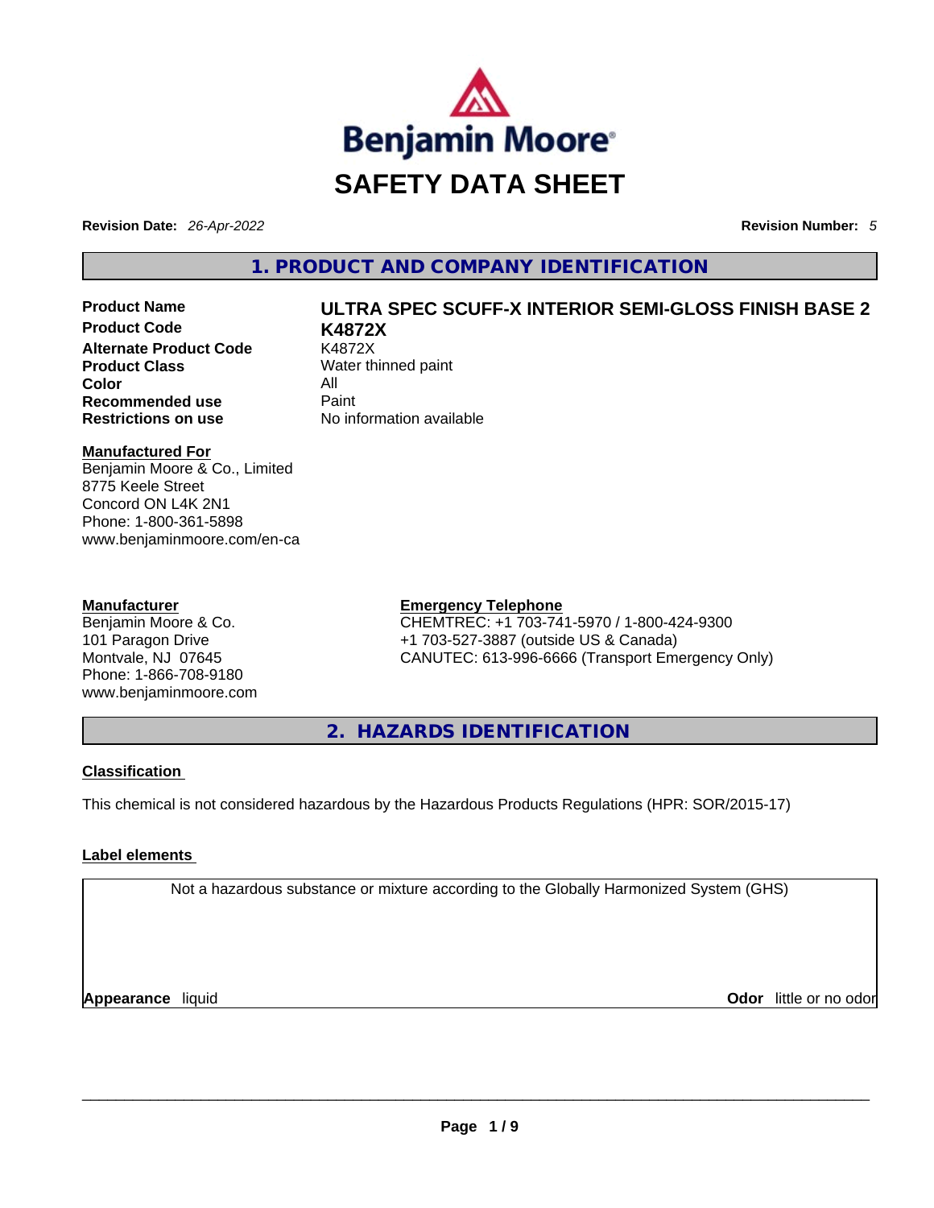Benjamin Moore®

# SAFETY DATA SHEET

**Revision Date:** *26-Apr-2022* **Revision Number:** *5*

## 1. PRODUCT AND COMPANY IDENTIFICATION

| | |
|---|---|
| **Product Name** | **ULTRA SPEC SCUFF-X INTERIOR SEMI-GLOSS FINISH BASE 2** |
| **Product Code** | **K4872X** |
| **Alternate Product Code** | K4872X |
| **Product Class** | Water thinned paint |
| **Color** | All |
| **Recommended use** | Paint |
| **Restrictions on use** | No information available |

**Manufactured For**
Benjamin Moore & Co., Limited
8775 Keele Street
Concord ON L4K 2N1
Phone: 1-800-361-5898
www.benjaminmoore.com/en-ca

**Manufacturer**
Benjamin Moore & Co.
101 Paragon Drive
Montvale, NJ 07645
Phone: 1-866-708-9180
www.benjaminmoore.com

**Emergency Telephone**
CHEMTREC: +1 703-741-5970 / 1-800-424-9300
+1 703-527-3887 (outside US & Canada)
CANUTEC: 613-996-6666 (Transport Emergency Only)

## 2. HAZARDS IDENTIFICATION

**Classification**

This chemical is not considered hazardous by the Hazardous Products Regulations (HPR: SOR/2015-17)

**Label elements**

Not a hazardous substance or mixture according to the Globally Harmonized System (GHS)

**Appearance** liquid **Odor** little or no odor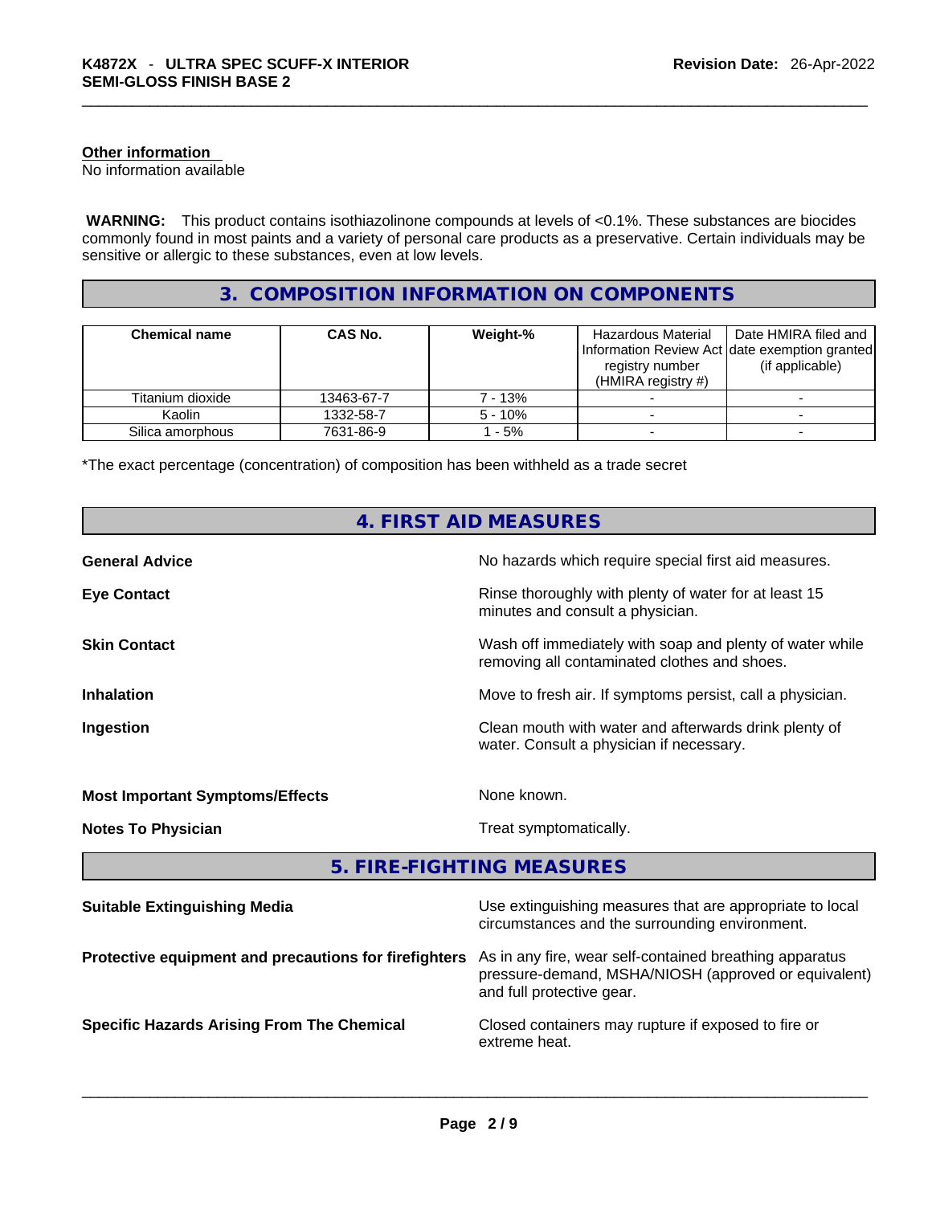**Other information**
No information available

**WARNING:** This product contains isothiazolinone compounds at levels of <0.1%. These substances are biocides commonly found in most paints and a variety of personal care products as a preservative. Certain individuals may be sensitive or allergic to these substances, even at low levels.

## 3. COMPOSITION INFORMATION ON COMPONENTS

| Chemical name | CAS No. | Weight-% | Hazardous Material Information Review Act registry number (HMIRA registry #) | Date HMIRA filed and date exemption granted (if applicable) |
|---|---|---|---|---|
| Titanium dioxide | 13463-67-7 | 7 - 13% | - | - |
| Kaolin | 1332-58-7 | 5 - 10% | - | - |
| Silica amorphous | 7631-86-9 | 1 - 5% | - | - |

*The exact percentage (concentration) of composition has been withheld as a trade secret

## 4. FIRST AID MEASURES

**General Advice** No hazards which require special first aid measures.

**Eye Contact** Rinse thoroughly with plenty of water for at least 15 minutes and consult a physician.

**Skin Contact** Wash off immediately with soap and plenty of water while removing all contaminated clothes and shoes.

**Inhalation** Move to fresh air. If symptoms persist, call a physician.

**Ingestion** Clean mouth with water and afterwards drink plenty of water. Consult a physician if necessary.

**Most Important Symptoms/Effects** None known.

**Notes To Physician** Treat symptomatically.

## 5. FIRE-FIGHTING MEASURES

**Suitable Extinguishing Media** Use extinguishing measures that are appropriate to local circumstances and the surrounding environment.

**Protective equipment and precautions for firefighters** As in any fire, wear self-contained breathing apparatus pressure-demand, MSHA/NIOSH (approved or equivalent) and full protective gear.

**Specific Hazards Arising From The Chemical** Closed containers may rupture if exposed to fire or extreme heat.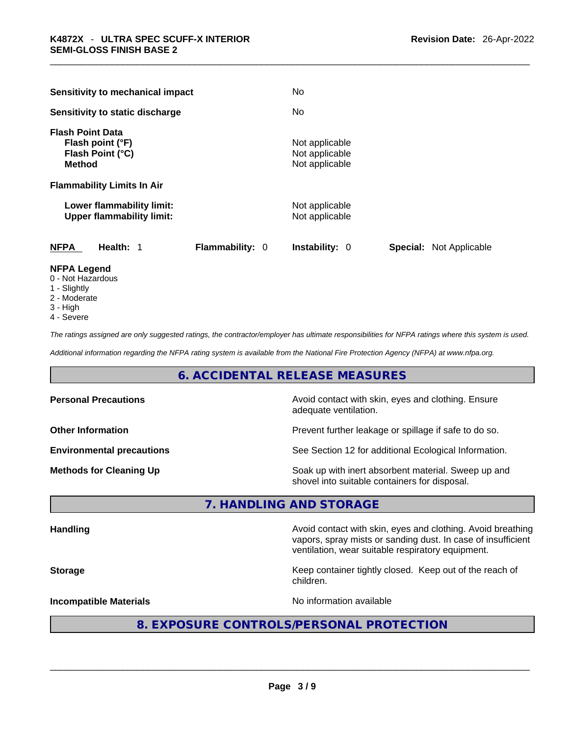| | |
|---|---|
| **Sensitivity to mechanical impact** | No |
| **Sensitivity to static discharge** | No |

**Flash Point Data**

| | |
|---|---|
| **Flash point (°F)** | Not applicable |
| **Flash Point (°C)** | Not applicable |
| **Method** | Not applicable |

**Flammability Limits In Air**

| | |
|---|---|
| **Lower flammability limit:** | Not applicable |
| **Upper flammability limit:** | Not applicable |

| **NFPA** | **Health:** 1 | **Flammability:** 0 | **Instability:** 0 | **Special:** Not Applicable |
|---|---|---|---|---|

**NFPA Legend**
- 0 - Not Hazardous
- 1 - Slightly
- 2 - Moderate
- 3 - High
- 4 - Severe

*The ratings assigned are only suggested ratings, the contractor/employer has ultimate responsibilities for NFPA ratings where this system is used.*

*Additional information regarding the NFPA rating system is available from the National Fire Protection Agency (NFPA) at www.nfpa.org.*

## 6. ACCIDENTAL RELEASE MEASURES

| | |
|---|---|
| **Personal Precautions** | Avoid contact with skin, eyes and clothing. Ensure adequate ventilation. |
| **Other Information** | Prevent further leakage or spillage if safe to do so. |
| **Environmental precautions** | See Section 12 for additional Ecological Information. |
| **Methods for Cleaning Up** | Soak up with inert absorbent material. Sweep up and shovel into suitable containers for disposal. |

## 7. HANDLING AND STORAGE

| | |
|---|---|
| **Handling** | Avoid contact with skin, eyes and clothing. Avoid breathing vapors, spray mists or sanding dust. In case of insufficient ventilation, wear suitable respiratory equipment. |
| **Storage** | Keep container tightly closed. Keep out of the reach of children. |
| **Incompatible Materials** | No information available |

## 8. EXPOSURE CONTROLS/PERSONAL PROTECTION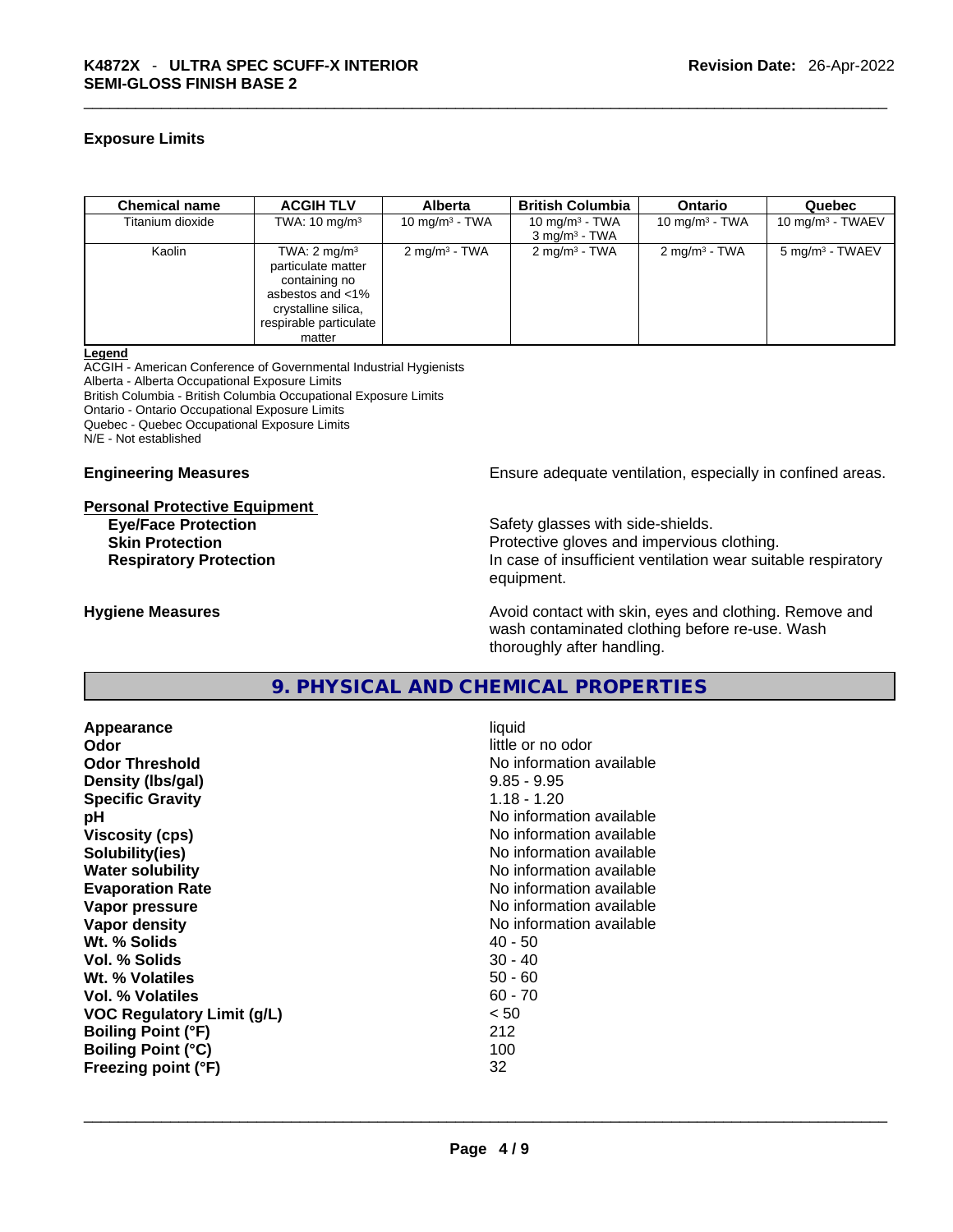### Exposure Limits

| Chemical name | ACGIH TLV | Alberta | British Columbia | Ontario | Quebec |
|---|---|---|---|---|---|
| Titanium dioxide | TWA: 10 mg/m³ | 10 mg/m³ - TWA | 10 mg/m³ - TWA<br>3 mg/m³ - TWA | 10 mg/m³ - TWA | 10 mg/m³ - TWAEV |
| Kaolin | TWA: 2 mg/m³ particulate matter containing no asbestos and <1% crystalline silica, respirable particulate matter | 2 mg/m³ - TWA | 2 mg/m³ - TWA | 2 mg/m³ - TWA | 5 mg/m³ - TWAEV |

**Legend**
ACGIH - American Conference of Governmental Industrial Hygienists
Alberta - Alberta Occupational Exposure Limits
British Columbia - British Columbia Occupational Exposure Limits
Ontario - Ontario Occupational Exposure Limits
Quebec - Quebec Occupational Exposure Limits
N/E - Not established

**Engineering Measures** Ensure adequate ventilation, especially in confined areas.

**Personal Protective Equipment**

**Eye/Face Protection** Safety glasses with side-shields.
**Skin Protection** Protective gloves and impervious clothing.
**Respiratory Protection** In case of insufficient ventilation wear suitable respiratory equipment.

**Hygiene Measures** Avoid contact with skin, eyes and clothing. Remove and wash contaminated clothing before re-use. Wash thoroughly after handling.

## 9. PHYSICAL AND CHEMICAL PROPERTIES

| | |
|---|---|
| **Appearance** | liquid |
| **Odor** | little or no odor |
| **Odor Threshold** | No information available |
| **Density (lbs/gal)** | 9.85 - 9.95 |
| **Specific Gravity** | 1.18 - 1.20 |
| **pH** | No information available |
| **Viscosity (cps)** | No information available |
| **Solubility(ies)** | No information available |
| **Water solubility** | No information available |
| **Evaporation Rate** | No information available |
| **Vapor pressure** | No information available |
| **Vapor density** | No information available |
| **Wt. % Solids** | 40 - 50 |
| **Vol. % Solids** | 30 - 40 |
| **Wt. % Volatiles** | 50 - 60 |
| **Vol. % Volatiles** | 60 - 70 |
| **VOC Regulatory Limit (g/L)** | < 50 |
| **Boiling Point (°F)** | 212 |
| **Boiling Point (°C)** | 100 |
| **Freezing point (°F)** | 32 |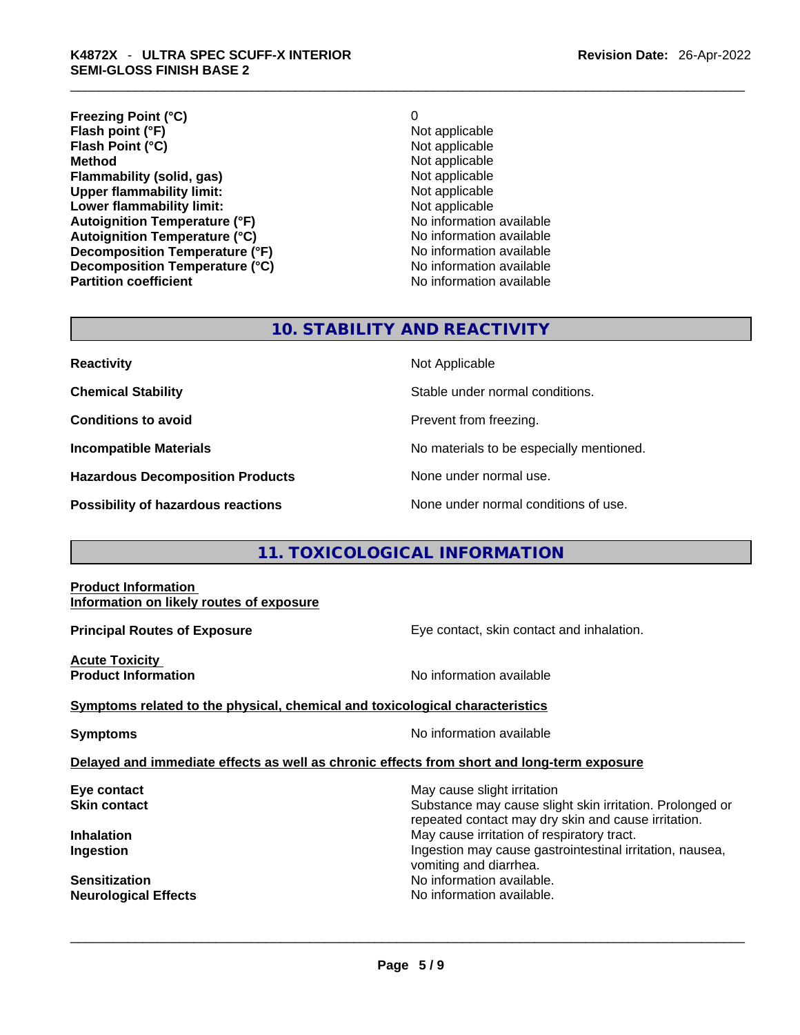| | |
|---|---|
| **Freezing Point (°C)** | 0 |
| **Flash point (°F)** | Not applicable |
| **Flash Point (°C)** | Not applicable |
| **Method** | Not applicable |
| **Flammability (solid, gas)** | Not applicable |
| **Upper flammability limit:** | Not applicable |
| **Lower flammability limit:** | Not applicable |
| **Autoignition Temperature (°F)** | No information available |
| **Autoignition Temperature (°C)** | No information available |
| **Decomposition Temperature (°F)** | No information available |
| **Decomposition Temperature (°C)** | No information available |
| **Partition coefficient** | No information available |

## 10. STABILITY AND REACTIVITY

| | |
|---|---|
| **Reactivity** | Not Applicable |
| **Chemical Stability** | Stable under normal conditions. |
| **Conditions to avoid** | Prevent from freezing. |
| **Incompatible Materials** | No materials to be especially mentioned. |
| **Hazardous Decomposition Products** | None under normal use. |
| **Possibility of hazardous reactions** | None under normal conditions of use. |

## 11. TOXICOLOGICAL INFORMATION

**Product Information**
**Information on likely routes of exposure**

**Principal Routes of Exposure** — Eye contact, skin contact and inhalation.

**Acute Toxicity**
**Product Information** — No information available

**Symptoms related to the physical, chemical and toxicological characteristics**

**Symptoms** — No information available

**Delayed and immediate effects as well as chronic effects from short and long-term exposure**

| | |
|---|---|
| **Eye contact** | May cause slight irritation |
| **Skin contact** | Substance may cause slight skin irritation. Prolonged or repeated contact may dry skin and cause irritation. |
| **Inhalation** | May cause irritation of respiratory tract. |
| **Ingestion** | Ingestion may cause gastrointestinal irritation, nausea, vomiting and diarrhea. |
| **Sensitization** | No information available. |
| **Neurological Effects** | No information available. |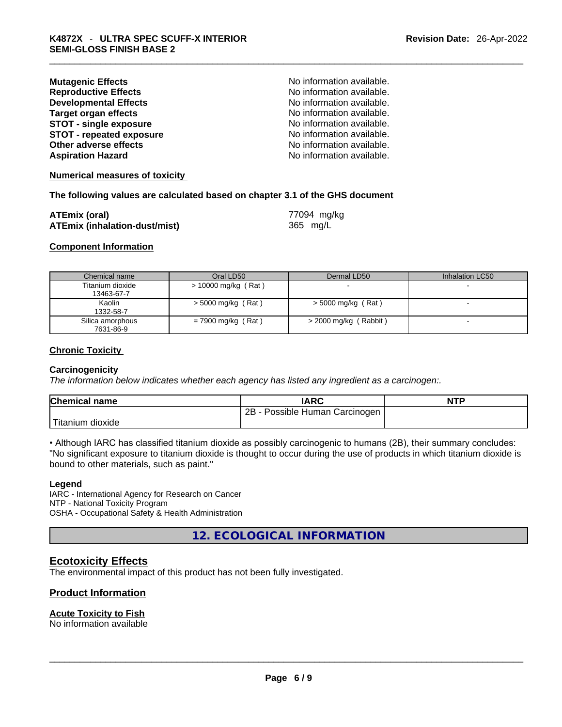**Mutagenic Effects** No information available.
**Reproductive Effects** No information available.
**Developmental Effects** No information available.
**Target organ effects** No information available.
**STOT - single exposure** No information available.
**STOT - repeated exposure** No information available.
**Other adverse effects** No information available.
**Aspiration Hazard** No information available.

**Numerical measures of toxicity**

**The following values are calculated based on chapter 3.1 of the GHS document**

**ATEmix (oral)** 77094 mg/kg
**ATEmix (inhalation-dust/mist)** 365 mg/L

**Component Information**

| Chemical name | Oral LD50 | Dermal LD50 | Inhalation LC50 |
|---|---|---|---|
| Titanium dioxide 13463-67-7 | > 10000 mg/kg ( Rat ) | - | - |
| Kaolin 1332-58-7 | > 5000 mg/kg ( Rat ) | > 5000 mg/kg ( Rat ) | - |
| Silica amorphous 7631-86-9 | = 7900 mg/kg ( Rat ) | > 2000 mg/kg ( Rabbit ) | - |

**Chronic Toxicity**

**Carcinogenicity**

*The information below indicates whether each agency has listed any ingredient as a carcinogen:.*

| Chemical name | IARC | NTP |
|---|---|---|
| Titanium dioxide | 2B - Possible Human Carcinogen | |

• Although IARC has classified titanium dioxide as possibly carcinogenic to humans (2B), their summary concludes: "No significant exposure to titanium dioxide is thought to occur during the use of products in which titanium dioxide is bound to other materials, such as paint."

**Legend**

IARC - International Agency for Research on Cancer
NTP - National Toxicity Program
OSHA - Occupational Safety & Health Administration

## 12. ECOLOGICAL INFORMATION

## Ecotoxicity Effects

The environmental impact of this product has not been fully investigated.

### Product Information

**Acute Toxicity to Fish**

No information available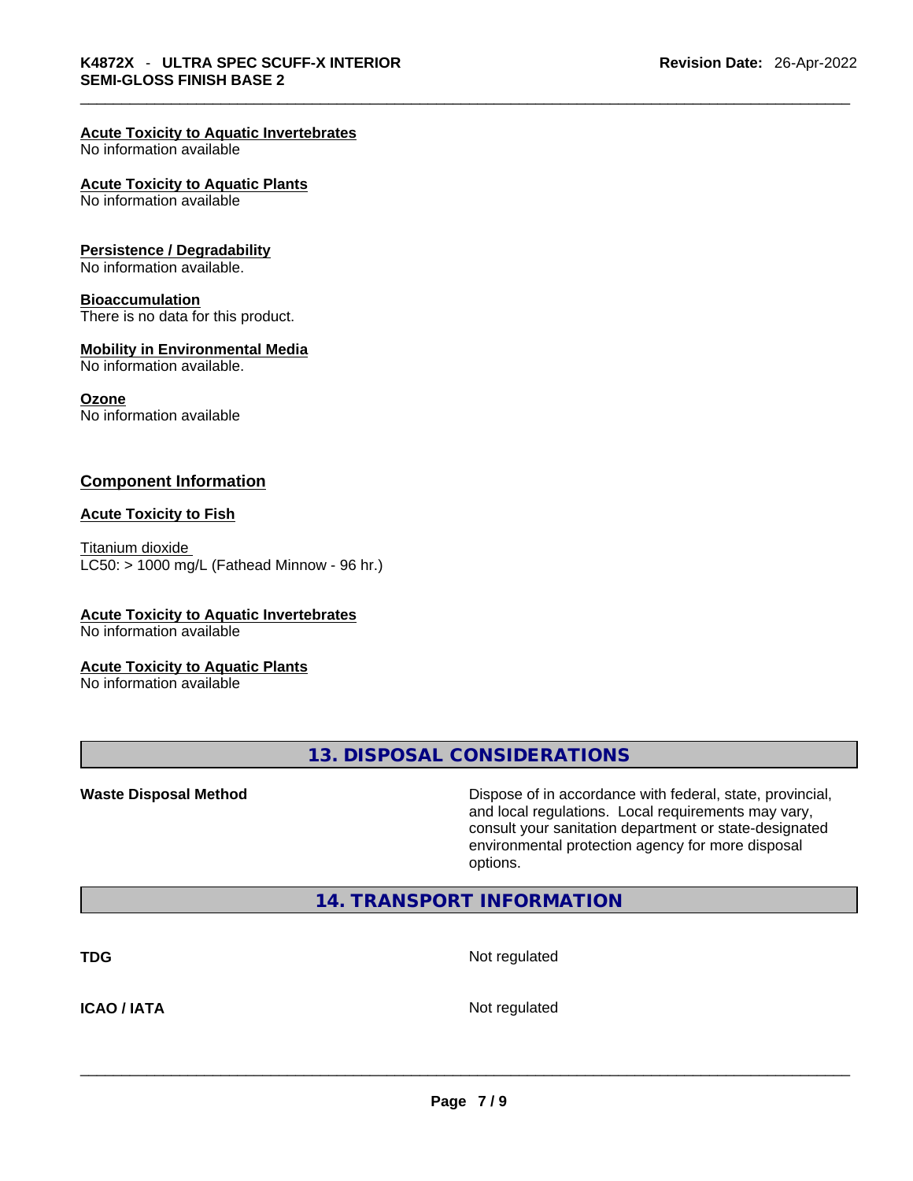### Acute Toxicity to Aquatic Invertebrates

No information available

### Acute Toxicity to Aquatic Plants

No information available

### Persistence / Degradability

No information available.

### Bioaccumulation

There is no data for this product.

### Mobility in Environmental Media

No information available.

### Ozone

No information available

## Component Information

### Acute Toxicity to Fish

Titanium dioxide
LC50: > 1000 mg/L (Fathead Minnow - 96 hr.)

### Acute Toxicity to Aquatic Invertebrates

No information available

### Acute Toxicity to Aquatic Plants

No information available

## 13. DISPOSAL CONSIDERATIONS

| | |
|---|---|
| **Waste Disposal Method** | Dispose of in accordance with federal, state, provincial, and local regulations. Local requirements may vary, consult your sanitation department or state-designated environmental protection agency for more disposal options. |

## 14. TRANSPORT INFORMATION

| | |
|---|---|
| **TDG** | Not regulated |
| **ICAO / IATA** | Not regulated |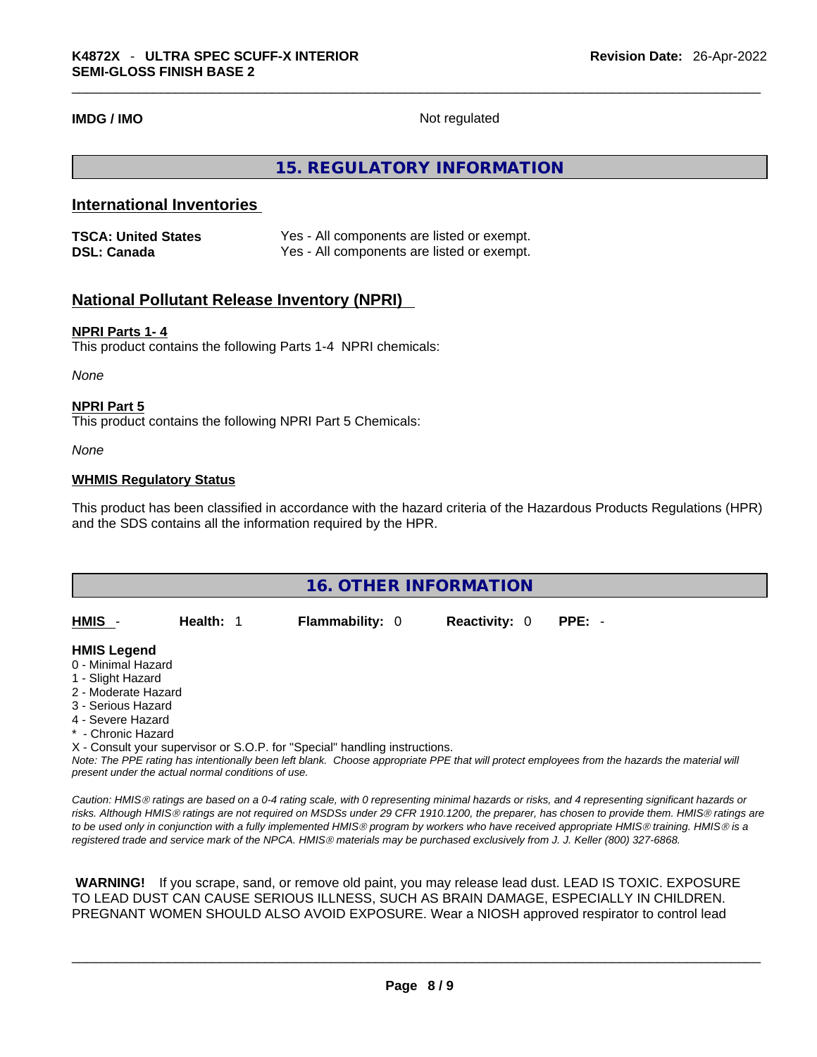**IMDG / IMO** Not regulated

## 15. REGULATORY INFORMATION

### International Inventories

| | |
|---|---|
| **TSCA: United States** | Yes - All components are listed or exempt. |
| **DSL: Canada** | Yes - All components are listed or exempt. |

### National Pollutant Release Inventory (NPRI)

**NPRI Parts 1- 4**

This product contains the following Parts 1-4 NPRI chemicals:

*None*

**NPRI Part 5**

This product contains the following NPRI Part 5 Chemicals:

*None*

**WHMIS Regulatory Status**

This product has been classified in accordance with the hazard criteria of the Hazardous Products Regulations (HPR) and the SDS contains all the information required by the HPR.

## 16. OTHER INFORMATION

**HMIS** - **Health:** 1 **Flammability:** 0 **Reactivity:** 0 **PPE:** -

**HMIS Legend**

0 - Minimal Hazard
1 - Slight Hazard
2 - Moderate Hazard
3 - Serious Hazard
4 - Severe Hazard
* - Chronic Hazard
X - Consult your supervisor or S.O.P. for "Special" handling instructions.

*Note: The PPE rating has intentionally been left blank. Choose appropriate PPE that will protect employees from the hazards the material will present under the actual normal conditions of use.*

*Caution: HMIS® ratings are based on a 0-4 rating scale, with 0 representing minimal hazards or risks, and 4 representing significant hazards or risks. Although HMIS® ratings are not required on MSDSs under 29 CFR 1910.1200, the preparer, has chosen to provide them. HMIS® ratings are to be used only in conjunction with a fully implemented HMIS® program by workers who have received appropriate HMIS® training. HMIS® is a registered trade and service mark of the NPCA. HMIS® materials may be purchased exclusively from J. J. Keller (800) 327-6868.*

**WARNING!** If you scrape, sand, or remove old paint, you may release lead dust. LEAD IS TOXIC. EXPOSURE TO LEAD DUST CAN CAUSE SERIOUS ILLNESS, SUCH AS BRAIN DAMAGE, ESPECIALLY IN CHILDREN. PREGNANT WOMEN SHOULD ALSO AVOID EXPOSURE. Wear a NIOSH approved respirator to control lead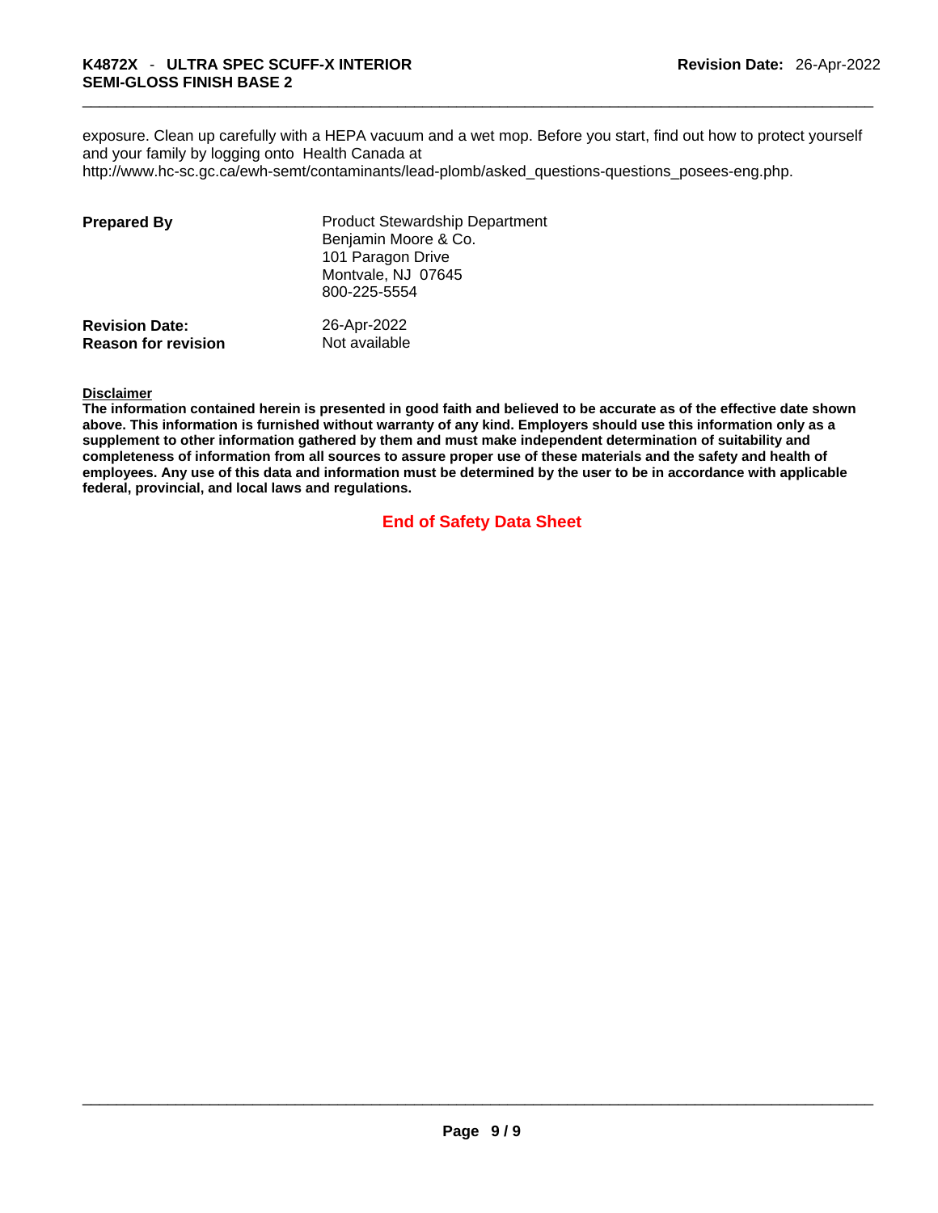exposure. Clean up carefully with a HEPA vacuum and a wet mop. Before you start, find out how to protect yourself and your family by logging onto Health Canada at http://www.hc-sc.gc.ca/ewh-semt/contaminants/lead-plomb/asked_questions-questions_posees-eng.php.

| | |
|---|---|
| **Prepared By** | Product Stewardship Department<br>Benjamin Moore & Co.<br>101 Paragon Drive<br>Montvale, NJ 07645<br>800-225-5554 |
| **Revision Date:** | 26-Apr-2022 |
| **Reason for revision** | Not available |

**Disclaimer**

**The information contained herein is presented in good faith and believed to be accurate as of the effective date shown above. This information is furnished without warranty of any kind. Employers should use this information only as a supplement to other information gathered by them and must make independent determination of suitability and completeness of information from all sources to assure proper use of these materials and the safety and health of employees. Any use of this data and information must be determined by the user to be in accordance with applicable federal, provincial, and local laws and regulations.**

**End of Safety Data Sheet**